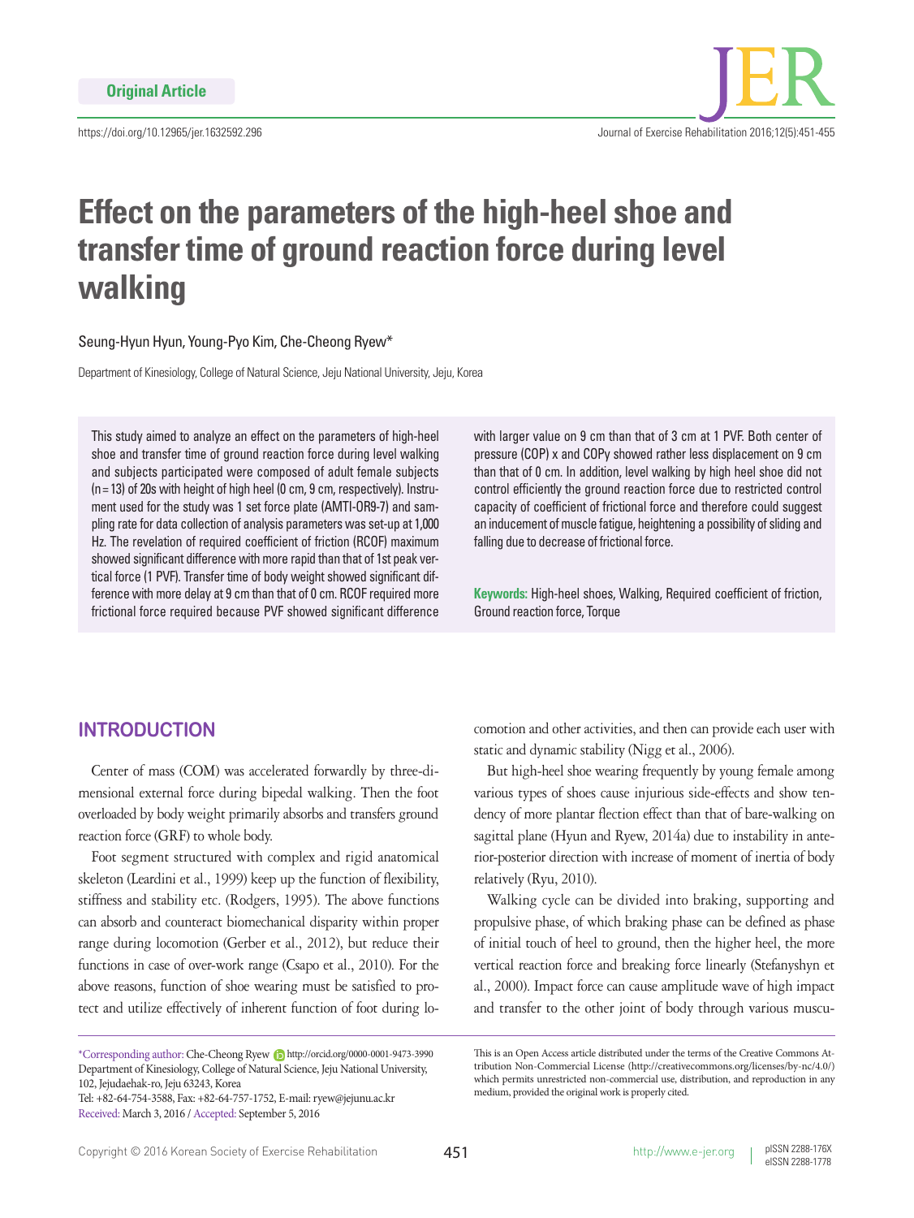Original Article

https://doi.org/10.12965/jer.1632592.296

# Effect on the parameters of the high-heel shoe and transfer time of ground reaction force during level walking

Seung-Hyun Hyun, Young-Pyo Kim, Che-Cheong Ryew*

Department of Kinesiology, College of Natural Science, Jeju National University, Jeju, Korea

This study aimed to analyze an effect on the parameters of high-heel shoe and transfer time of ground reaction force during level walking and subjects participated were composed of adult female subjects (n=13) of 20s with height of high heel (0 cm, 9 cm, respectively). Instrument used for the study was 1 set force plate (AMTI-OR9-7) and sampling rate for data collection of analysis parameters was set-up at 1,000 Hz. The revelation of required coefficient of friction (RCOF) maximum showed significant difference with more rapid than that of 1st peak vertical force (1 PVF). Transfer time of body weight showed significant difference with more delay at 9 cm than that of 0 cm. RCOF required more frictional force required because PVF showed significant difference with larger value on 9 cm than that of 3 cm at 1 PVF. Both center of pressure (COP) x and COPy showed rather less displacement on 9 cm than that of 0 cm. In addition, level walking by high heel shoe did not control efficiently the ground reaction force due to restricted control capacity of coefficient of frictional force and therefore could suggest an inducement of muscle fatigue, heightening a possibility of sliding and falling due to decrease of frictional force.

**Keywords:** High-heel shoes, Walking, Required coefficient of friction, Ground reaction force, Torque

## INTRODUCTION

Center of mass (COM) was accelerated forwardly by three-dimensional external force during bipedal walking. Then the foot overloaded by body weight primarily absorbs and transfers ground reaction force (GRF) to whole body.

Foot segment structured with complex and rigid anatomical skeleton (Leardini et al., 1999) keep up the function of flexibility, stiffness and stability etc. (Rodgers, 1995). The above functions can absorb and counteract biomechanical disparity within proper range during locomotion (Gerber et al., 2012), but reduce their functions in case of over-work range (Csapo et al., 2010). For the above reasons, function of shoe wearing must be satisfied to protect and utilize effectively of inherent function of foot during locomotion and other activities, and then can provide each user with static and dynamic stability (Nigg et al., 2006).

But high-heel shoe wearing frequently by young female among various types of shoes cause injurious side-effects and show tendency of more plantar flection effect than that of bare-walking on sagittal plane (Hyun and Ryew, 2014a) due to instability in anterior-posterior direction with increase of moment of inertia of body relatively (Ryu, 2010).

Walking cycle can be divided into braking, supporting and propulsive phase, of which braking phase can be defined as phase of initial touch of heel to ground, then the higher heel, the more vertical reaction force and breaking force linearly (Stefanyshyn et al., 2000). Impact force can cause amplitude wave of high impact and transfer to the other joint of body through various muscu-

*Corresponding author: Che-Cheong Ryew http://orcid.org/0000-0001-9473-3990
Department of Kinesiology, College of Natural Science, Jeju National University, 102, Jejudaehak-ro, Jeju 63243, Korea
Tel: +82-64-754-3588, Fax: +82-64-757-1752, E-mail: ryew@jejunu.ac.kr
Received: March 3, 2016 / Accepted: September 5, 2016

This is an Open Access article distributed under the terms of the Creative Commons Attribution Non-Commercial License (http://creativecommons.org/licenses/by-nc/4.0/) which permits unrestricted non-commercial use, distribution, and reproduction in any medium, provided the original work is properly cited.

Copyright © 2016 Korean Society of Exercise Rehabilitation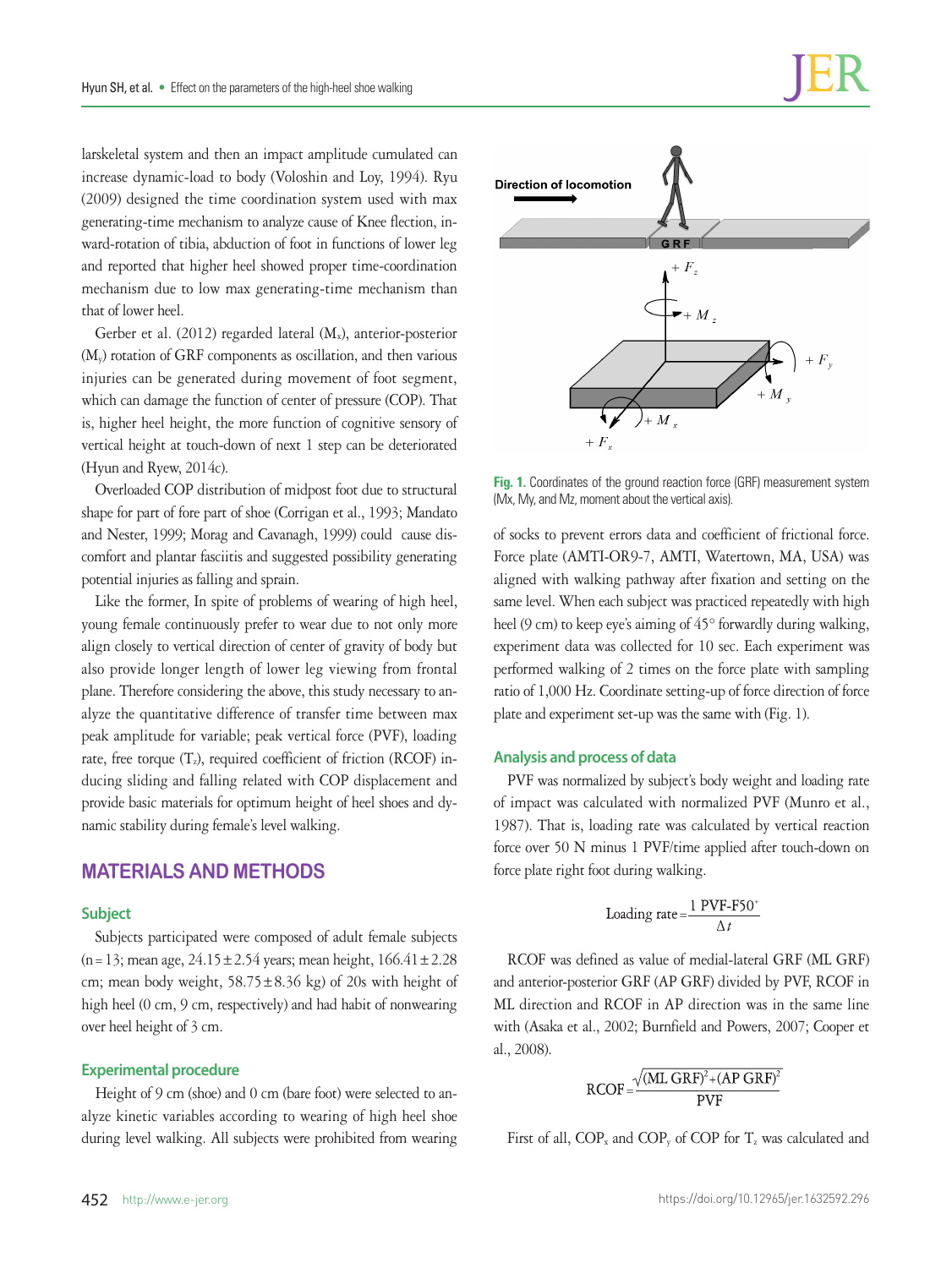larskeletal system and then an impact amplitude cumulated can increase dynamic-load to body (Voloshin and Loy, 1994). Ryu (2009) designed the time coordination system used with max generating-time mechanism to analyze cause of Knee flection, inward-rotation of tibia, abduction of foot in functions of lower leg and reported that higher heel showed proper time-coordination mechanism due to low max generating-time mechanism than that of lower heel.

Gerber et al. (2012) regarded lateral ($M_x$), anterior-posterior ($M_y$) rotation of GRF components as oscillation, and then various injuries can be generated during movement of foot segment, which can damage the function of center of pressure (COP). That is, higher heel height, the more function of cognitive sensory of vertical height at touch-down of next 1 step can be deteriorated (Hyun and Ryew, 2014c).

Overloaded COP distribution of midpost foot due to structural shape for part of fore part of shoe (Corrigan et al., 1993; Mandato and Nester, 1999; Morag and Cavanagh, 1999) could cause discomfort and plantar fasciitis and suggested possibility generating potential injuries as falling and sprain.

Like the former, In spite of problems of wearing of high heel, young female continuously prefer to wear due to not only more align closely to vertical direction of center of gravity of body but also provide longer length of lower leg viewing from frontal plane. Therefore considering the above, this study necessary to analyze the quantitative difference of transfer time between max peak amplitude for variable; peak vertical force (PVF), loading rate, free torque ($T_z$), required coefficient of friction (RCOF) inducing sliding and falling related with COP displacement and provide basic materials for optimum height of heel shoes and dynamic stability during female's level walking.

## MATERIALS AND METHODS

### Subject

Subjects participated were composed of adult female subjects ($n=13$; mean age, $24.15 \pm 2.54$ years; mean height, $166.41 \pm 2.28$ cm; mean body weight, $58.75 \pm 8.36$ kg) of 20s with height of high heel (0 cm, 9 cm, respectively) and had habit of nonwearing over heel height of 3 cm.

### Experimental procedure

Height of 9 cm (shoe) and 0 cm (bare foot) were selected to analyze kinetic variables according to wearing of high heel shoe during level walking. All subjects were prohibited from wearing of socks to prevent errors data and coefficient of frictional force. Force plate (AMTI-OR9-7, AMTI, Watertown, MA, USA) was aligned with walking pathway after fixation and setting on the same level. When each subject was practiced repeatedly with high heel (9 cm) to keep eye's aiming of 45° forwardly during walking, experiment data was collected for 10 sec. Each experiment was performed walking of 2 times on the force plate with sampling ratio of 1,000 Hz. Coordinate setting-up of force direction of force plate and experiment set-up was the same with (Fig. 1).

**Fig. 1.** Coordinates of the ground reaction force (GRF) measurement system (Mx, My, and Mz, moment about the vertical axis).

### Analysis and process of data

PVF was normalized by subject's body weight and loading rate of impact was calculated with normalized PVF (Munro et al., 1987). That is, loading rate was calculated by vertical reaction force over 50 N minus 1 PVF/time applied after touch-down on force plate right foot during walking.

$$\text{Loading rate} = \frac{1\ \text{PVF} - \text{F50}^{*}}{\Delta t}$$

RCOF was defined as value of medial-lateral GRF (ML GRF) and anterior-posterior GRF (AP GRF) divided by PVF, RCOF in ML direction and RCOF in AP direction was in the same line with (Asaka et al., 2002; Burnfield and Powers, 2007; Cooper et al., 2008).

$$\text{RCOF} = \frac{\sqrt{(\text{ML GRF})^2 + (\text{AP GRF})^2}}{\text{PVF}}$$

First of all, $COP_x$ and $COP_y$ of COP for $T_z$ was calculated and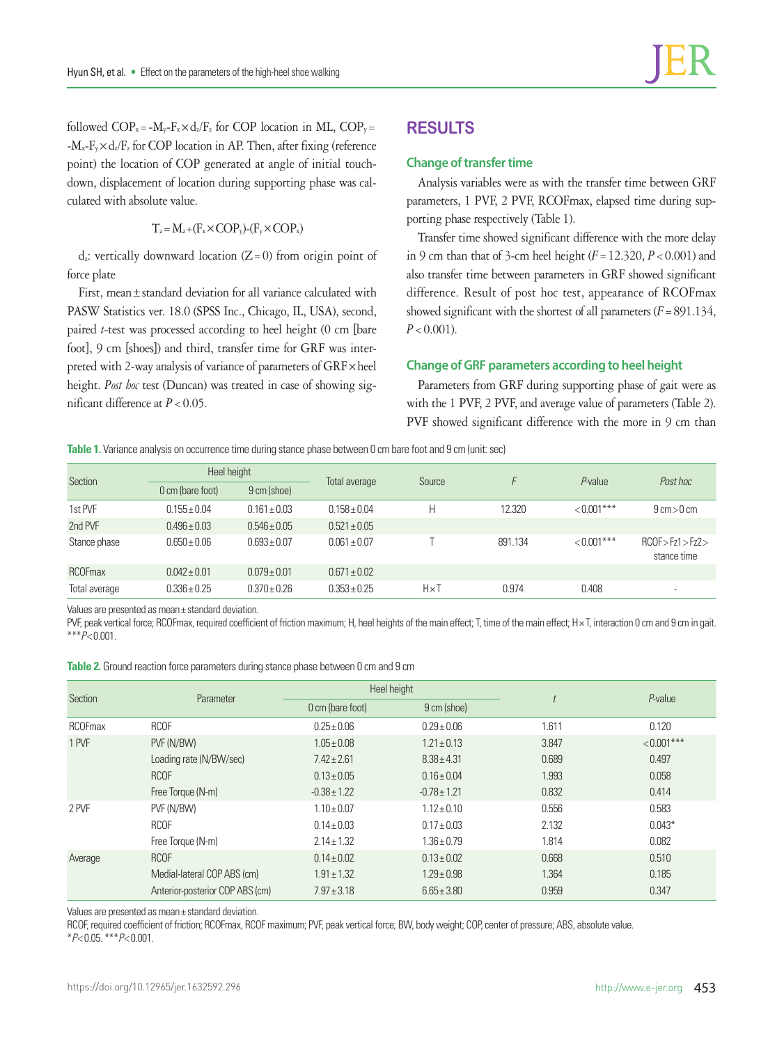followed $COP_x = -M_y - F_x \times d_z/F_z$ for COP location in ML, $COP_y = -M_x - F_y \times d_z/F_z$ for COP location in AP. Then, after fixing (reference point) the location of COP generated at angle of initial touch-down, displacement of location during supporting phase was calculated with absolute value.

$$T_z = M_z + (F_x \times COP_y) - (F_y \times COP_x)$$

$d_z$: vertically downward location (Z = 0) from origin point of force plate

First, mean ± standard deviation for all variance calculated with PASW Statistics ver. 18.0 (SPSS Inc., Chicago, IL, USA), second, paired *t*-test was processed according to heel height (0 cm [bare foot], 9 cm [shoes]) and third, transfer time for GRF was interpreted with 2-way analysis of variance of parameters of GRF × heel height. *Post hoc* test (Duncan) was treated in case of showing significant difference at $P < 0.05$.

## RESULTS

### Change of transfer time

Analysis variables were as with the transfer time between GRF parameters, 1 PVF, 2 PVF, RCOFmax, elapsed time during supporting phase respectively (Table 1).

Transfer time showed significant difference with the more delay in 9 cm than that of 3-cm heel height ($F = 12.320$, $P < 0.001$) and also transfer time between parameters in GRF showed significant difference. Result of post hoc test, appearance of RCOFmax showed significant with the shortest of all parameters ($F = 891.134$, $P < 0.001$).

### Change of GRF parameters according to heel height

Parameters from GRF during supporting phase of gait were as with the 1 PVF, 2 PVF, and average value of parameters (Table 2). PVF showed significant difference with the more in 9 cm than

**Table 1.** Variance analysis on occurrence time during stance phase between 0 cm bare foot and 9 cm (unit: sec)

| Section | Heel height | | Total average | Source | *F* | *P*-value | *Post hoc* |
|---|---|---|---|---|---|---|---|
| | 0 cm (bare foot) | 9 cm (shoe) | | | | | |
| 1st PVF | 0.155 ± 0.04 | 0.161 ± 0.03 | 0.158 ± 0.04 | H | 12.320 | < 0.001*** | 9 cm > 0 cm |
| 2nd PVF | 0.496 ± 0.03 | 0.546 ± 0.05 | 0.521 ± 0.05 | | | | |
| Stance phase | 0.650 ± 0.06 | 0.693 ± 0.07 | 0.061 ± 0.07 | T | 891.134 | < 0.001*** | RCOF > Fz1 > Fz2 > stance time |
| RCOFmax | 0.042 ± 0.01 | 0.079 ± 0.01 | 0.671 ± 0.02 | | | | |
| Total average | 0.336 ± 0.25 | 0.370 ± 0.26 | 0.353 ± 0.25 | H × T | 0.974 | 0.408 | - |

Values are presented as mean ± standard deviation.
PVF, peak vertical force; RCOFmax, required coefficient of friction maximum; H, heel heights of the main effect; T, time of the main effect; H × T, interaction 0 cm and 9 cm in gait.
***$P < 0.001$.

**Table 2.** Ground reaction force parameters during stance phase between 0 cm and 9 cm

| Section | Parameter | Heel height | | *t* | *P*-value |
|---|---|---|---|---|---|
| | | 0 cm (bare foot) | 9 cm (shoe) | | |
| RCOFmax | RCOF | 0.25 ± 0.06 | 0.29 ± 0.06 | 1.611 | 0.120 |
| 1 PVF | PVF (N/BW) | 1.05 ± 0.08 | 1.21 ± 0.13 | 3.847 | < 0.001*** |
| | Loading rate (N/BW/sec) | 7.42 ± 2.61 | 8.38 ± 4.31 | 0.689 | 0.497 |
| | RCOF | 0.13 ± 0.05 | 0.16 ± 0.04 | 1.993 | 0.058 |
| | Free Torque (N-m) | -0.38 ± 1.22 | -0.78 ± 1.21 | 0.832 | 0.414 |
| 2 PVF | PVF (N/BW) | 1.10 ± 0.07 | 1.12 ± 0.10 | 0.556 | 0.583 |
| | RCOF | 0.14 ± 0.03 | 0.17 ± 0.03 | 2.132 | 0.043* |
| | Free Torque (N-m) | 2.14 ± 1.32 | 1.36 ± 0.79 | 1.814 | 0.082 |
| Average | RCOF | 0.14 ± 0.02 | 0.13 ± 0.02 | 0.668 | 0.510 |
| | Medial-lateral COP ABS (cm) | 1.91 ± 1.32 | 1.29 ± 0.98 | 1.364 | 0.185 |
| | Anterior-posterior COP ABS (cm) | 7.97 ± 3.18 | 6.65 ± 3.80 | 0.959 | 0.347 |

Values are presented as mean ± standard deviation.
RCOF, required coefficient of friction; RCOFmax, RCOF maximum; PVF, peak vertical force; BW, body weight; COP, center of pressure; ABS, absolute value.
*$P < 0.05$. ***$P < 0.001$.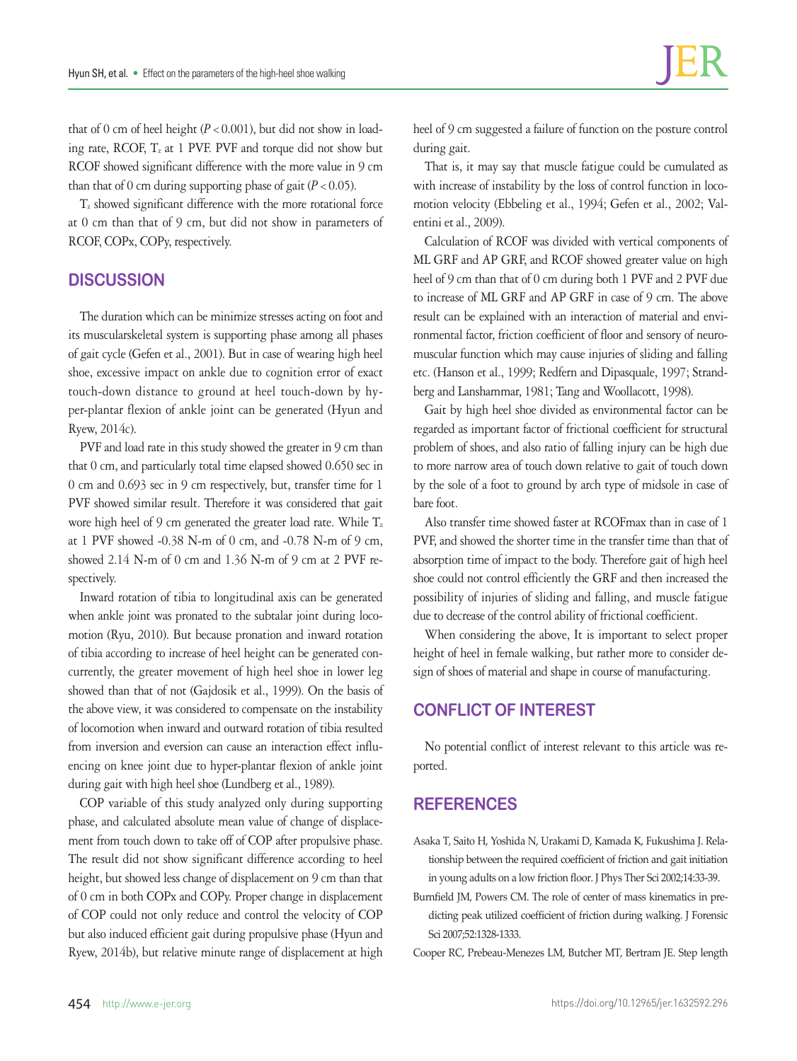that of 0 cm of heel height ($P < 0.001$), but did not show in loading rate, RCOF, $T_z$ at 1 PVF. PVF and torque did not show but RCOF showed significant difference with the more value in 9 cm than that of 0 cm during supporting phase of gait ($P < 0.05$).

$T_z$ showed significant difference with the more rotational force at 0 cm than that of 9 cm, but did not show in parameters of RCOF, COPx, COPy, respectively.

## DISCUSSION

The duration which can be minimize stresses acting on foot and its muscularskeletal system is supporting phase among all phases of gait cycle (Gefen et al., 2001). But in case of wearing high heel shoe, excessive impact on ankle due to cognition error of exact touch-down distance to ground at heel touch-down by hyper-plantar flexion of ankle joint can be generated (Hyun and Ryew, 2014c).

PVF and load rate in this study showed the greater in 9 cm than that 0 cm, and particularly total time elapsed showed 0.650 sec in 0 cm and 0.693 sec in 9 cm respectively, but, transfer time for 1 PVF showed similar result. Therefore it was considered that gait wore high heel of 9 cm generated the greater load rate. While $T_z$ at 1 PVF showed -0.38 N-m of 0 cm, and -0.78 N-m of 9 cm, showed 2.14 N-m of 0 cm and 1.36 N-m of 9 cm at 2 PVF respectively.

Inward rotation of tibia to longitudinal axis can be generated when ankle joint was pronated to the subtalar joint during locomotion (Ryu, 2010). But because pronation and inward rotation of tibia according to increase of heel height can be generated concurrently, the greater movement of high heel shoe in lower leg showed than that of not (Gajdosik et al., 1999). On the basis of the above view, it was considered to compensate on the instability of locomotion when inward and outward rotation of tibia resulted from inversion and eversion can cause an interaction effect influencing on knee joint due to hyper-plantar flexion of ankle joint during gait with high heel shoe (Lundberg et al., 1989).

COP variable of this study analyzed only during supporting phase, and calculated absolute mean value of change of displacement from touch down to take off of COP after propulsive phase. The result did not show significant difference according to heel height, but showed less change of displacement on 9 cm than that of 0 cm in both COPx and COPy. Proper change in displacement of COP could not only reduce and control the velocity of COP but also induced efficient gait during propulsive phase (Hyun and Ryew, 2014b), but relative minute range of displacement at high heel of 9 cm suggested a failure of function on the posture control during gait.

That is, it may say that muscle fatigue could be cumulated as with increase of instability by the loss of control function in locomotion velocity (Ebbeling et al., 1994; Gefen et al., 2002; Valentini et al., 2009).

Calculation of RCOF was divided with vertical components of ML GRF and AP GRF, and RCOF showed greater value on high heel of 9 cm than that of 0 cm during both 1 PVF and 2 PVF due to increase of ML GRF and AP GRF in case of 9 cm. The above result can be explained with an interaction of material and environmental factor, friction coefficient of floor and sensory of neuromuscular function which may cause injuries of sliding and falling etc. (Hanson et al., 1999; Redfern and Dipasquale, 1997; Strandberg and Lanshammar, 1981; Tang and Woollacott, 1998).

Gait by high heel shoe divided as environmental factor can be regarded as important factor of frictional coefficient for structural problem of shoes, and also ratio of falling injury can be high due to more narrow area of touch down relative to gait of touch down by the sole of a foot to ground by arch type of midsole in case of bare foot.

Also transfer time showed faster at RCOFmax than in case of 1 PVF, and showed the shorter time in the transfer time than that of absorption time of impact to the body. Therefore gait of high heel shoe could not control efficiently the GRF and then increased the possibility of injuries of sliding and falling, and muscle fatigue due to decrease of the control ability of frictional coefficient.

When considering the above, It is important to select proper height of heel in female walking, but rather more to consider design of shoes of material and shape in course of manufacturing.

## CONFLICT OF INTEREST

No potential conflict of interest relevant to this article was reported.

## REFERENCES

Asaka T, Saito H, Yoshida N, Urakami D, Kamada K, Fukushima J. Relationship between the required coefficient of friction and gait initiation in young adults on a low friction floor. J Phys Ther Sci 2002;14:33-39.

Burnfield JM, Powers CM. The role of center of mass kinematics in predicting peak utilized coefficient of friction during walking. J Forensic Sci 2007;52:1328-1333.

Cooper RC, Prebeau-Menezes LM, Butcher MT, Bertram JE. Step length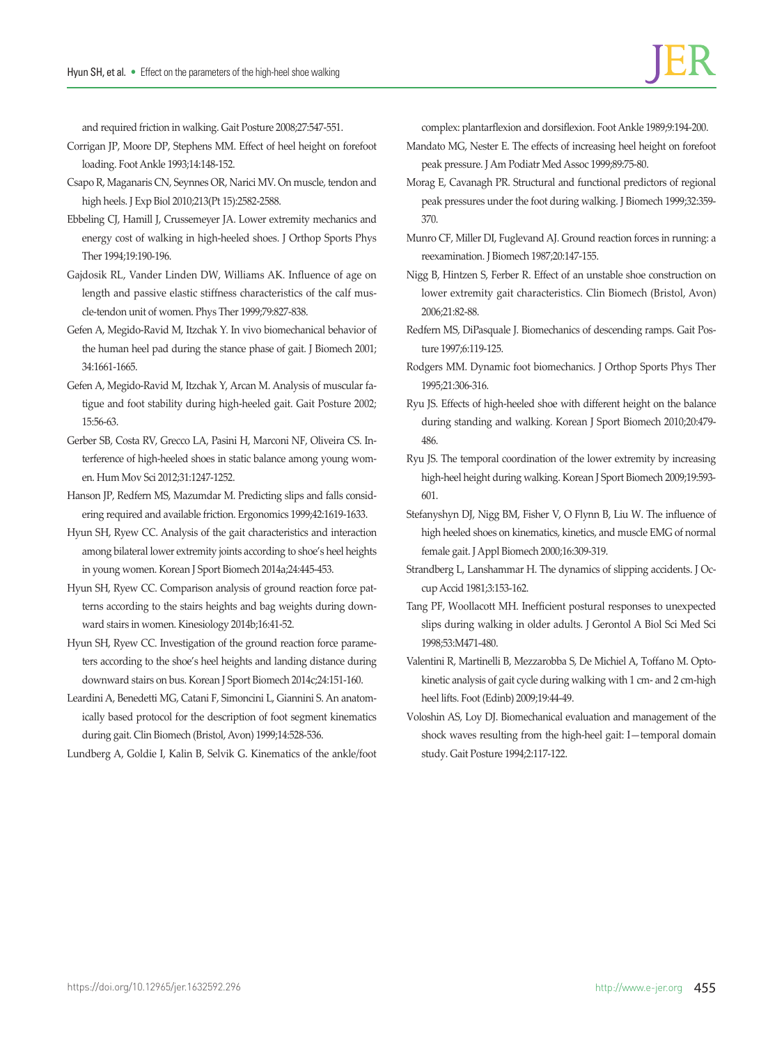and required friction in walking. Gait Posture 2008;27:547-551.

Corrigan JP, Moore DP, Stephens MM. Effect of heel height on forefoot loading. Foot Ankle 1993;14:148-152.

Csapo R, Maganaris CN, Seynnes OR, Narici MV. On muscle, tendon and high heels. J Exp Biol 2010;213(Pt 15):2582-2588.

Ebbeling CJ, Hamill J, Crussemeyer JA. Lower extremity mechanics and energy cost of walking in high-heeled shoes. J Orthop Sports Phys Ther 1994;19:190-196.

Gajdosik RL, Vander Linden DW, Williams AK. Influence of age on length and passive elastic stiffness characteristics of the calf muscle-tendon unit of women. Phys Ther 1999;79:827-838.

Gefen A, Megido-Ravid M, Itzchak Y. In vivo biomechanical behavior of the human heel pad during the stance phase of gait. J Biomech 2001; 34:1661-1665.

Gefen A, Megido-Ravid M, Itzchak Y, Arcan M. Analysis of muscular fatigue and foot stability during high-heeled gait. Gait Posture 2002; 15:56-63.

Gerber SB, Costa RV, Grecco LA, Pasini H, Marconi NF, Oliveira CS. Interference of high-heeled shoes in static balance among young women. Hum Mov Sci 2012;31:1247-1252.

Hanson JP, Redfern MS, Mazumdar M. Predicting slips and falls considering required and available friction. Ergonomics 1999;42:1619-1633.

Hyun SH, Ryew CC. Analysis of the gait characteristics and interaction among bilateral lower extremity joints according to shoe's heel heights in young women. Korean J Sport Biomech 2014a;24:445-453.

Hyun SH, Ryew CC. Comparison analysis of ground reaction force patterns according to the stairs heights and bag weights during downward stairs in women. Kinesiology 2014b;16:41-52.

Hyun SH, Ryew CC. Investigation of the ground reaction force parameters according to the shoe's heel heights and landing distance during downward stairs on bus. Korean J Sport Biomech 2014c;24:151-160.

Leardini A, Benedetti MG, Catani F, Simoncini L, Giannini S. An anatomically based protocol for the description of foot segment kinematics during gait. Clin Biomech (Bristol, Avon) 1999;14:528-536.

Lundberg A, Goldie I, Kalin B, Selvik G. Kinematics of the ankle/foot complex: plantarflexion and dorsiflexion. Foot Ankle 1989;9:194-200.

Mandato MG, Nester E. The effects of increasing heel height on forefoot peak pressure. J Am Podiatr Med Assoc 1999;89:75-80.

Morag E, Cavanagh PR. Structural and functional predictors of regional peak pressures under the foot during walking. J Biomech 1999;32:359-370.

Munro CF, Miller DI, Fuglevand AJ. Ground reaction forces in running: a reexamination. J Biomech 1987;20:147-155.

Nigg B, Hintzen S, Ferber R. Effect of an unstable shoe construction on lower extremity gait characteristics. Clin Biomech (Bristol, Avon) 2006;21:82-88.

Redfern MS, DiPasquale J. Biomechanics of descending ramps. Gait Posture 1997;6:119-125.

Rodgers MM. Dynamic foot biomechanics. J Orthop Sports Phys Ther 1995;21:306-316.

Ryu JS. Effects of high-heeled shoe with different height on the balance during standing and walking. Korean J Sport Biomech 2010;20:479-486.

Ryu JS. The temporal coordination of the lower extremity by increasing high-heel height during walking. Korean J Sport Biomech 2009;19:593-601.

Stefanyshyn DJ, Nigg BM, Fisher V, O Flynn B, Liu W. The influence of high heeled shoes on kinematics, kinetics, and muscle EMG of normal female gait. J Appl Biomech 2000;16:309-319.

Strandberg L, Lanshammar H. The dynamics of slipping accidents. J Occup Accid 1981;3:153-162.

Tang PF, Woollacott MH. Inefficient postural responses to unexpected slips during walking in older adults. J Gerontol A Biol Sci Med Sci 1998;53:M471-480.

Valentini R, Martinelli B, Mezzarobba S, De Michiel A, Toffano M. Optokinetic analysis of gait cycle during walking with 1 cm- and 2 cm-high heel lifts. Foot (Edinb) 2009;19:44-49.

Voloshin AS, Loy DJ. Biomechanical evaluation and management of the shock waves resulting from the high-heel gait: I—temporal domain study. Gait Posture 1994;2:117-122.